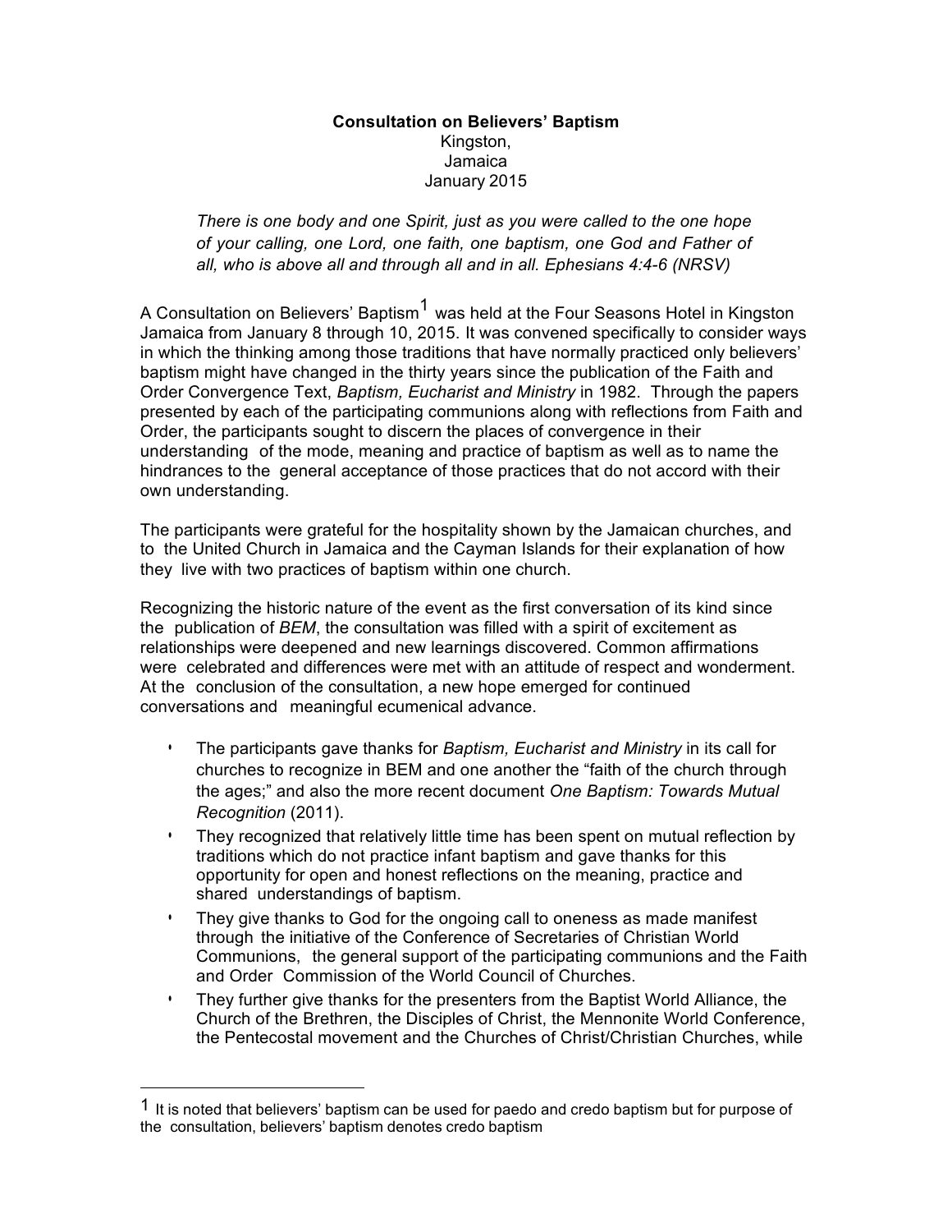**Consultation on Believers' Baptism**

Kingston,
Jamaica
January 2015

*There is one body and one Spirit, just as you were called to the one hope of your calling, one Lord, one faith, one baptism, one God and Father of all, who is above all and through all and in all. Ephesians 4:4-6 (NRSV)*

A Consultation on Believers' Baptism[1] was held at the Four Seasons Hotel in Kingston Jamaica from January 8 through 10, 2015. It was convened specifically to consider ways in which the thinking among those traditions that have normally practiced only believers' baptism might have changed in the thirty years since the publication of the Faith and Order Convergence Text, *Baptism, Eucharist and Ministry* in 1982. Through the papers presented by each of the participating communions along with reflections from Faith and Order, the participants sought to discern the places of convergence in their understanding of the mode, meaning and practice of baptism as well as to name the hindrances to the general acceptance of those practices that do not accord with their own understanding.

The participants were grateful for the hospitality shown by the Jamaican churches, and to the United Church in Jamaica and the Cayman Islands for their explanation of how they live with two practices of baptism within one church.

Recognizing the historic nature of the event as the first conversation of its kind since the publication of *BEM*, the consultation was filled with a spirit of excitement as relationships were deepened and new learnings discovered. Common affirmations were celebrated and differences were met with an attitude of respect and wonderment. At the conclusion of the consultation, a new hope emerged for continued conversations and meaningful ecumenical advance.

- The participants gave thanks for *Baptism, Eucharist and Ministry* in its call for churches to recognize in BEM and one another the "faith of the church through the ages;" and also the more recent document *One Baptism: Towards Mutual Recognition* (2011).
- They recognized that relatively little time has been spent on mutual reflection by traditions which do not practice infant baptism and gave thanks for this opportunity for open and honest reflections on the meaning, practice and shared understandings of baptism.
- They give thanks to God for the ongoing call to oneness as made manifest through the initiative of the Conference of Secretaries of Christian World Communions, the general support of the participating communions and the Faith and Order Commission of the World Council of Churches.
- They further give thanks for the presenters from the Baptist World Alliance, the Church of the Brethren, the Disciples of Christ, the Mennonite World Conference, the Pentecostal movement and the Churches of Christ/Christian Churches, while

[1] It is noted that believers' baptism can be used for paedo and credo baptism but for purpose of the consultation, believers' baptism denotes credo baptism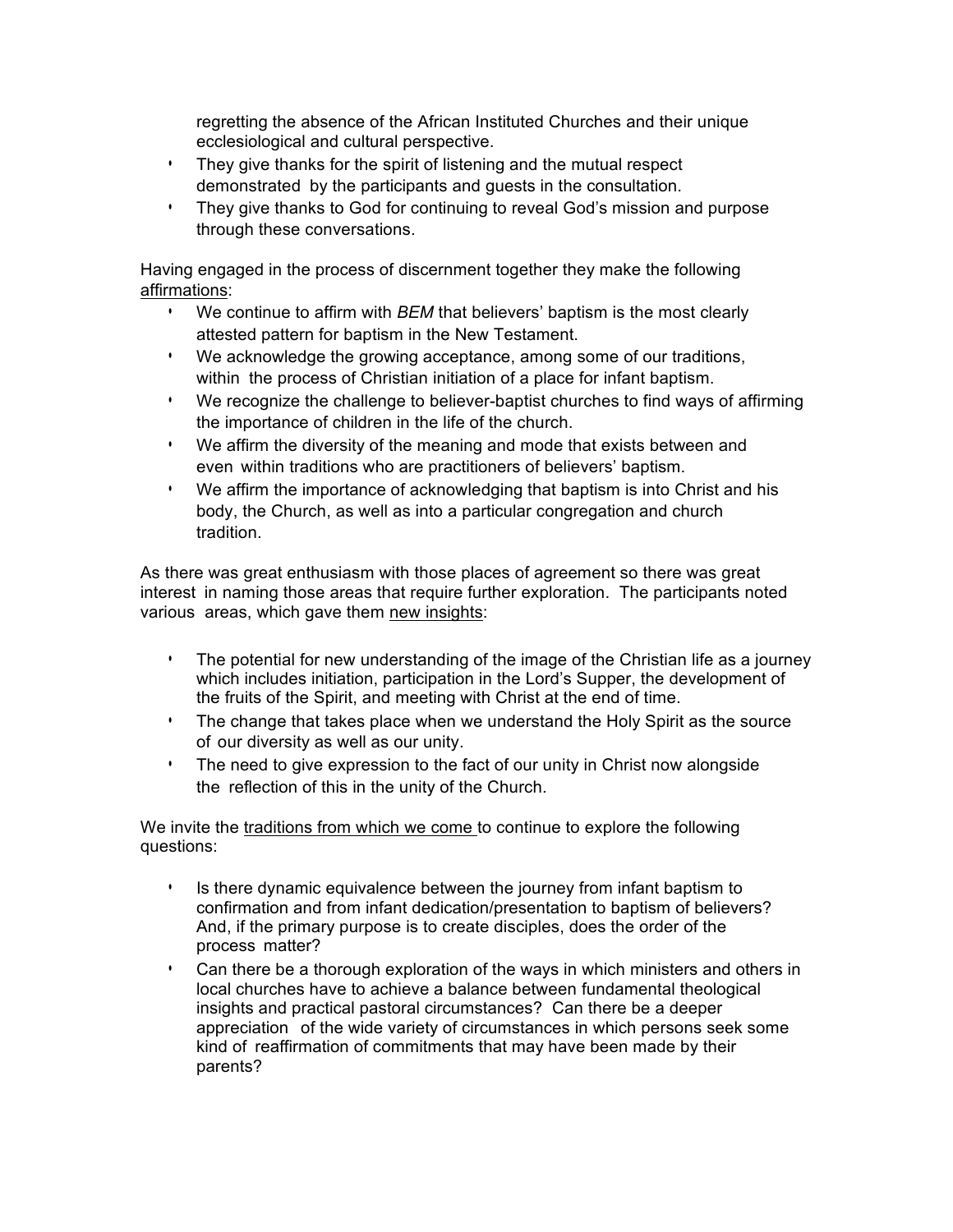regretting the absence of the African Instituted Churches and their unique ecclesiological and cultural perspective.

- They give thanks for the spirit of listening and the mutual respect demonstrated by the participants and guests in the consultation.
- They give thanks to God for continuing to reveal God's mission and purpose through these conversations.

Having engaged in the process of discernment together they make the following <u>affirmations</u>:

- We continue to affirm with *BEM* that believers' baptism is the most clearly attested pattern for baptism in the New Testament.
- We acknowledge the growing acceptance, among some of our traditions, within the process of Christian initiation of a place for infant baptism.
- We recognize the challenge to believer-baptist churches to find ways of affirming the importance of children in the life of the church.
- We affirm the diversity of the meaning and mode that exists between and even within traditions who are practitioners of believers' baptism.
- We affirm the importance of acknowledging that baptism is into Christ and his body, the Church, as well as into a particular congregation and church tradition.

As there was great enthusiasm with those places of agreement so there was great interest in naming those areas that require further exploration. The participants noted various areas, which gave them <u>new insights</u>:

- The potential for new understanding of the image of the Christian life as a journey which includes initiation, participation in the Lord's Supper, the development of the fruits of the Spirit, and meeting with Christ at the end of time.
- The change that takes place when we understand the Holy Spirit as the source of our diversity as well as our unity.
- The need to give expression to the fact of our unity in Christ now alongside the reflection of this in the unity of the Church.

We invite the <u>traditions from which we come</u> to continue to explore the following questions:

- Is there dynamic equivalence between the journey from infant baptism to confirmation and from infant dedication/presentation to baptism of believers? And, if the primary purpose is to create disciples, does the order of the process matter?
- Can there be a thorough exploration of the ways in which ministers and others in local churches have to achieve a balance between fundamental theological insights and practical pastoral circumstances? Can there be a deeper appreciation of the wide variety of circumstances in which persons seek some kind of reaffirmation of commitments that may have been made by their parents?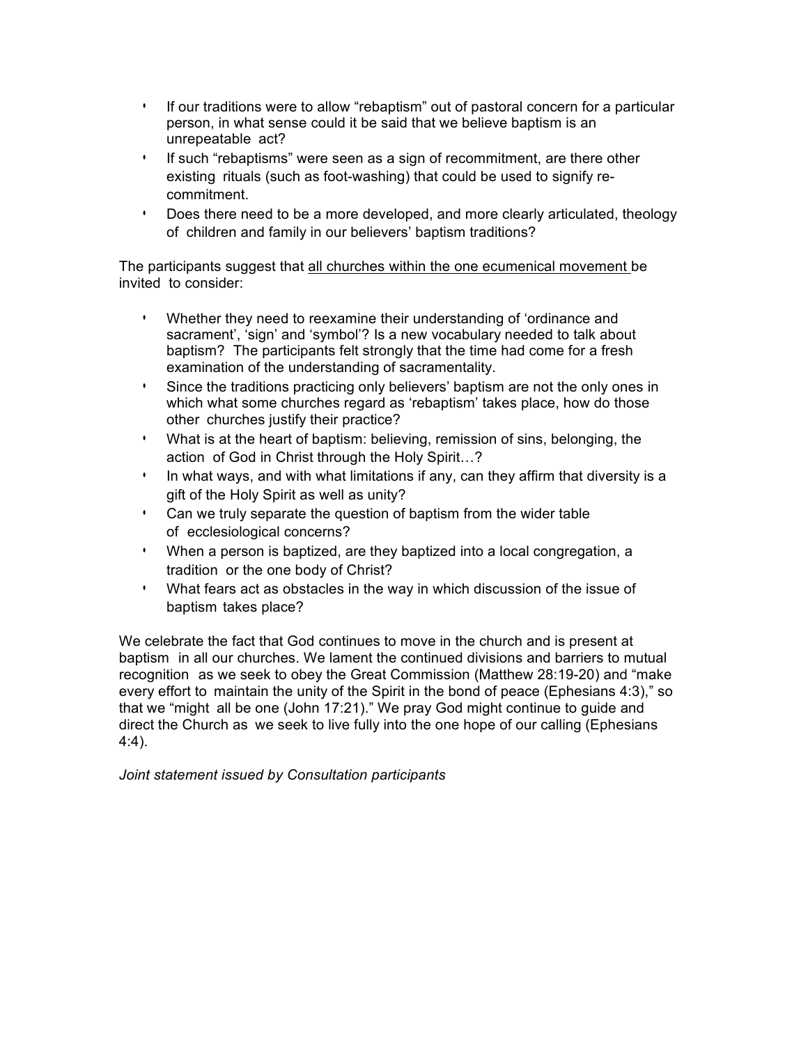- If our traditions were to allow "rebaptism" out of pastoral concern for a particular person, in what sense could it be said that we believe baptism is an unrepeatable act?
- If such "rebaptisms" were seen as a sign of recommitment, are there other existing rituals (such as foot-washing) that could be used to signify re-commitment.
- Does there need to be a more developed, and more clearly articulated, theology of children and family in our believers' baptism traditions?

The participants suggest that <u>all churches within the one ecumenical movement</u> be invited to consider:

- Whether they need to reexamine their understanding of 'ordinance and sacrament', 'sign' and 'symbol'? Is a new vocabulary needed to talk about baptism? The participants felt strongly that the time had come for a fresh examination of the understanding of sacramentality.
- Since the traditions practicing only believers' baptism are not the only ones in which what some churches regard as 'rebaptism' takes place, how do those other churches justify their practice?
- What is at the heart of baptism: believing, remission of sins, belonging, the action of God in Christ through the Holy Spirit…?
- In what ways, and with what limitations if any, can they affirm that diversity is a gift of the Holy Spirit as well as unity?
- Can we truly separate the question of baptism from the wider table of ecclesiological concerns?
- When a person is baptized, are they baptized into a local congregation, a tradition or the one body of Christ?
- What fears act as obstacles in the way in which discussion of the issue of baptism takes place?

We celebrate the fact that God continues to move in the church and is present at baptism in all our churches. We lament the continued divisions and barriers to mutual recognition as we seek to obey the Great Commission (Matthew 28:19-20) and "make every effort to maintain the unity of the Spirit in the bond of peace (Ephesians 4:3)," so that we "might all be one (John 17:21)." We pray God might continue to guide and direct the Church as we seek to live fully into the one hope of our calling (Ephesians 4:4).

*Joint statement issued by Consultation participants*